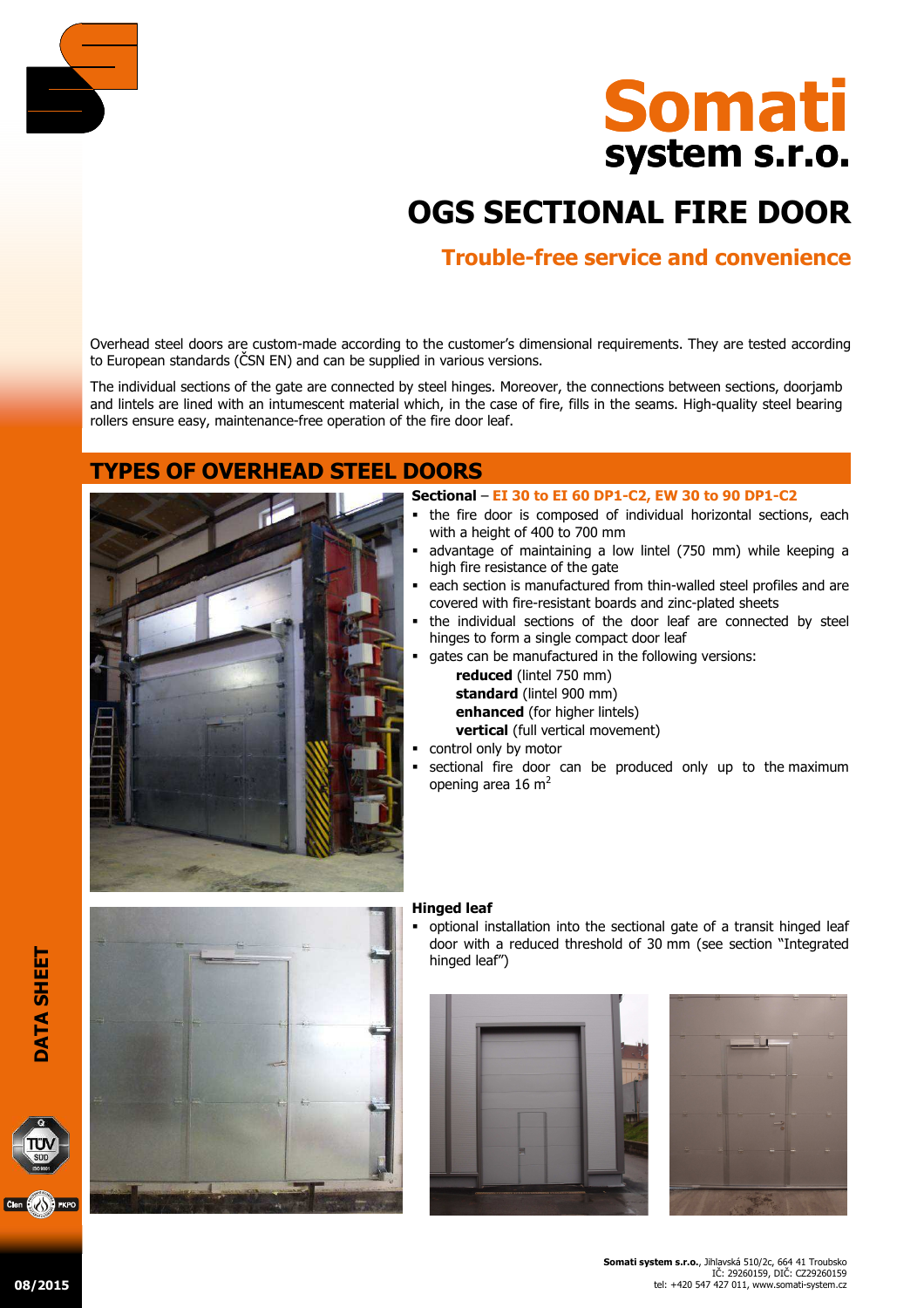# Somati system s.r.o.

# OGS SECTIONAL FIRE DOOR

## Trouble-free service and convenience

Overhead steel doors are custom-made according to the customer's dimensional requirements. They are tested according to European standards (ČSN EN) and can be supplied in various versions.

The individual sections of the gate are connected by steel hinges. Moreover, the connections between sections, doorjamb and lintels are lined with an intumescent material which, in the case of fire, fills in the seams. High-quality steel bearing rollers ensure easy, maintenance-free operation of the fire door leaf.

## TYPES OF OVERHEAD STEEL DOORS

**Sectional** – **EI 30 to EI 60 DP1-C2, EW 30 to 90 DP1-C2**

- the fire door is composed of individual horizontal sections, each with a height of 400 to 700 mm
- advantage of maintaining a low lintel (750 mm) while keeping a high fire resistance of the gate
- each section is manufactured from thin-walled steel profiles and are covered with fire-resistant boards and zinc-plated sheets
- the individual sections of the door leaf are connected by steel hinges to form a single compact door leaf
- gates can be manufactured in the following versions:
  - **reduced** (lintel 750 mm)
  - **standard** (lintel 900 mm)
  - **enhanced** (for higher lintels)
  - **vertical** (full vertical movement)
- control only by motor
- sectional fire door can be produced only up to the maximum opening area 16 $m^2$

**Hinged leaf**

- optional installation into the sectional gate of a transit hinged leaf door with a reduced threshold of 30 mm (see section "Integrated hinged leaf")

DATA SHEET

08/2015

**Somati system s.r.o.**, Jihlavská 510/2c, 664 41 Troubsko
IČ: 29260159, DIČ: CZ29260159
tel: +420 547 427 011, www.somati-system.cz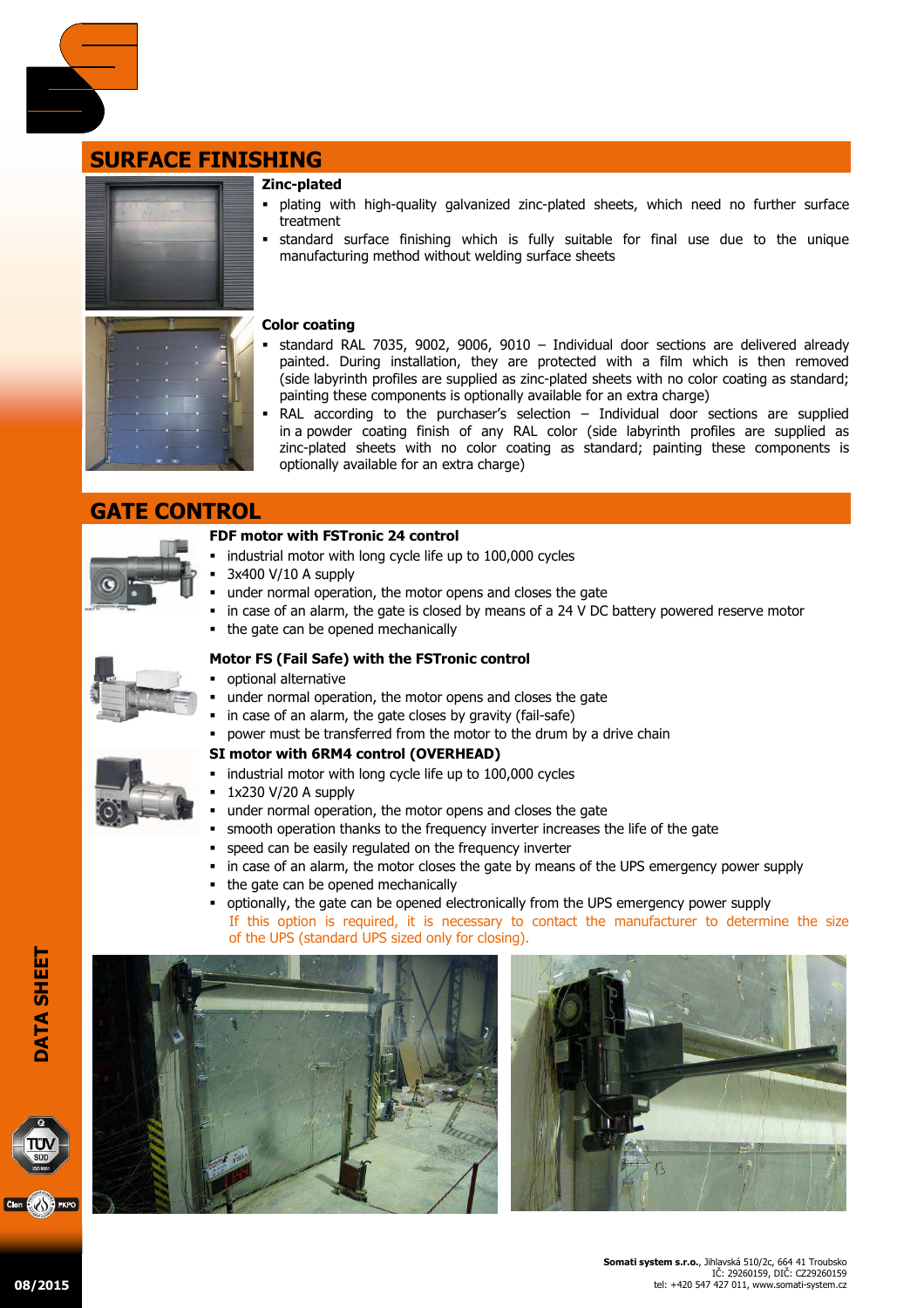## SURFACE FINISHING

**Zinc-plated**

- plating with high-quality galvanized zinc-plated sheets, which need no further surface treatment
- standard surface finishing which is fully suitable for final use due to the unique manufacturing method without welding surface sheets

**Color coating**

- standard RAL 7035, 9002, 9006, 9010 – Individual door sections are delivered already painted. During installation, they are protected with a film which is then removed (side labyrinth profiles are supplied as zinc-plated sheets with no color coating as standard; painting these components is optionally available for an extra charge)
- RAL according to the purchaser's selection – Individual door sections are supplied in a powder coating finish of any RAL color (side labyrinth profiles are supplied as zinc-plated sheets with no color coating as standard; painting these components is optionally available for an extra charge)

## GATE CONTROL

**FDF motor with FSTronic 24 control**

- industrial motor with long cycle life up to 100,000 cycles
- 3x400 V/10 A supply
- under normal operation, the motor opens and closes the gate
- in case of an alarm, the gate is closed by means of a 24 V DC battery powered reserve motor
- the gate can be opened mechanically

**Motor FS (Fail Safe) with the FSTronic control**

- optional alternative
- under normal operation, the motor opens and closes the gate
- in case of an alarm, the gate closes by gravity (fail-safe)
- power must be transferred from the motor to the drum by a drive chain

**SI motor with 6RM4 control (OVERHEAD)**

- industrial motor with long cycle life up to 100,000 cycles
- 1x230 V/20 A supply
- under normal operation, the motor opens and closes the gate
- smooth operation thanks to the frequency inverter increases the life of the gate
- speed can be easily regulated on the frequency inverter
- in case of an alarm, the motor closes the gate by means of the UPS emergency power supply
- the gate can be opened mechanically
- optionally, the gate can be opened electronically from the UPS emergency power supply
  If this option is required, it is necessary to contact the manufacturer to determine the size of the UPS (standard UPS sized only for closing).

DATA SHEET

08/2015

**Somati system s.r.o.**, Jihlavská 510/2c, 664 41 Troubsko
IČ: 29260159, DIČ: CZ29260159
tel: +420 547 427 011, www.somati-system.cz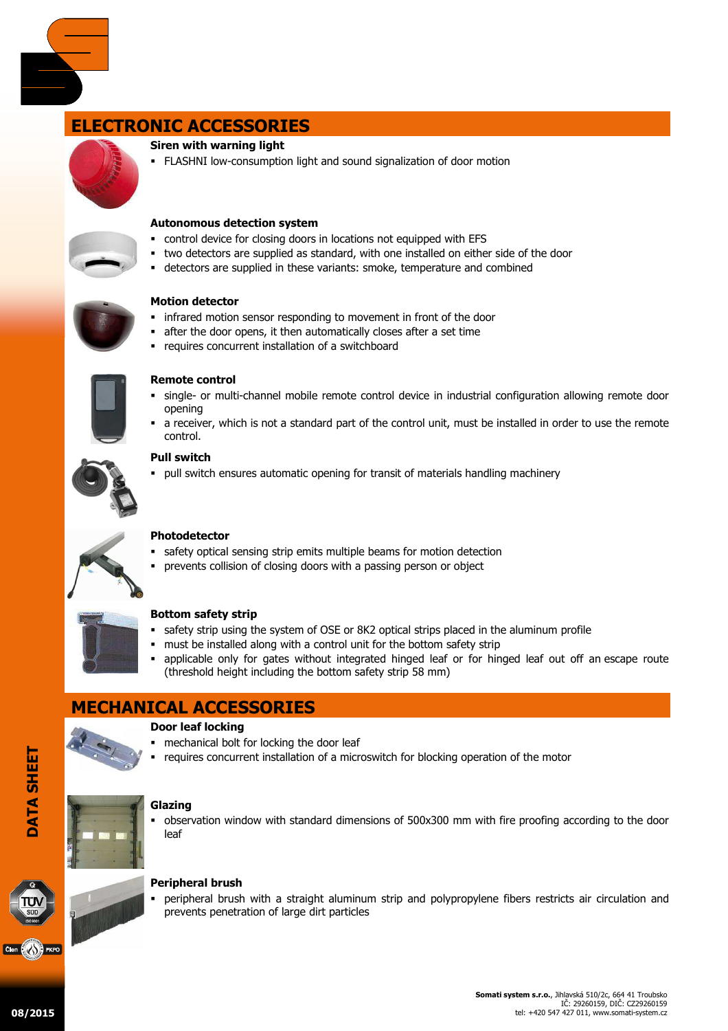## ELECTRONIC ACCESSORIES

### Siren with warning light

- FLASHNI low-consumption light and sound signalization of door motion

### Autonomous detection system

- control device for closing doors in locations not equipped with EFS
- two detectors are supplied as standard, with one installed on either side of the door
- detectors are supplied in these variants: smoke, temperature and combined

### Motion detector

- infrared motion sensor responding to movement in front of the door
- after the door opens, it then automatically closes after a set time
- requires concurrent installation of a switchboard

### Remote control

- single- or multi-channel mobile remote control device in industrial configuration allowing remote door opening
- a receiver, which is not a standard part of the control unit, must be installed in order to use the remote control.

### Pull switch

- pull switch ensures automatic opening for transit of materials handling machinery

### Photodetector

- safety optical sensing strip emits multiple beams for motion detection
- prevents collision of closing doors with a passing person or object

### Bottom safety strip

- safety strip using the system of OSE or 8K2 optical strips placed in the aluminum profile
- must be installed along with a control unit for the bottom safety strip
- applicable only for gates without integrated hinged leaf or for hinged leaf out off an escape route (threshold height including the bottom safety strip 58 mm)

## MECHANICAL ACCESSORIES

### Door leaf locking

- mechanical bolt for locking the door leaf
- requires concurrent installation of a microswitch for blocking operation of the motor

### Glazing

- observation window with standard dimensions of 500x300 mm with fire proofing according to the door leaf

### Peripheral brush

- peripheral brush with a straight aluminum strip and polypropylene fibers restricts air circulation and prevents penetration of large dirt particles

DATA SHEET

08/2015

**Somati system s.r.o.**, Jihlavská 510/2c, 664 41 Troubsko
IČ: 29260159, DIČ: CZ29260159
tel: +420 547 427 011, www.somati-system.cz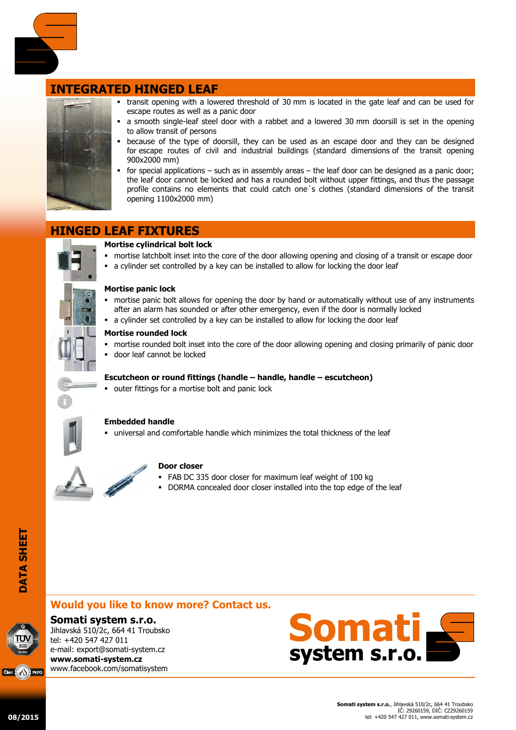## INTEGRATED HINGED LEAF

- transit opening with a lowered threshold of 30 mm is located in the gate leaf and can be used for escape routes as well as a panic door
- a smooth single-leaf steel door with a rabbet and a lowered 30 mm doorsill is set in the opening to allow transit of persons
- because of the type of doorsill, they can be used as an escape door and they can be designed for escape routes of civil and industrial buildings (standard dimensions of the transit opening 900x2000 mm)
- for special applications – such as in assembly areas – the leaf door can be designed as a panic door; the leaf door cannot be locked and has a rounded bolt without upper fittings, and thus the passage profile contains no elements that could catch one´s clothes (standard dimensions of the transit opening 1100x2000 mm)

## HINGED LEAF FIXTURES

**Mortise cylindrical bolt lock**

- mortise latchbolt inset into the core of the door allowing opening and closing of a transit or escape door
- a cylinder set controlled by a key can be installed to allow for locking the door leaf

**Mortise panic lock**

- mortise panic bolt allows for opening the door by hand or automatically without use of any instruments after an alarm has sounded or after other emergency, even if the door is normally locked
- a cylinder set controlled by a key can be installed to allow for locking the door leaf

**Mortise rounded lock**

- mortise rounded bolt inset into the core of the door allowing opening and closing primarily of panic door
- door leaf cannot be locked

**Escutcheon or round fittings (handle – handle, handle – escutcheon)**

- outer fittings for a mortise bolt and panic lock

**Embedded handle**

- universal and comfortable handle which minimizes the total thickness of the leaf

**Door closer**

- FAB DC 335 door closer for maximum leaf weight of 100 kg
- DORMA concealed door closer installed into the top edge of the leaf

DATA SHEET

### Would you like to know more? Contact us.

**Somati system s.r.o.**
Jihlavská 510/2c, 664 41 Troubsko
tel: +420 547 427 011
e-mail: export@somati-system.cz
**www.somati-system.cz**
www.facebook.com/somatisystem

**Somati system s.r.o.**

**Somati system s.r.o.**, Jihlavská 510/2c, 664 41 Troubsko
IČ: 29260159, DIČ: CZ29260159
tel: +420 547 427 011, www.somati-system.cz

08/2015